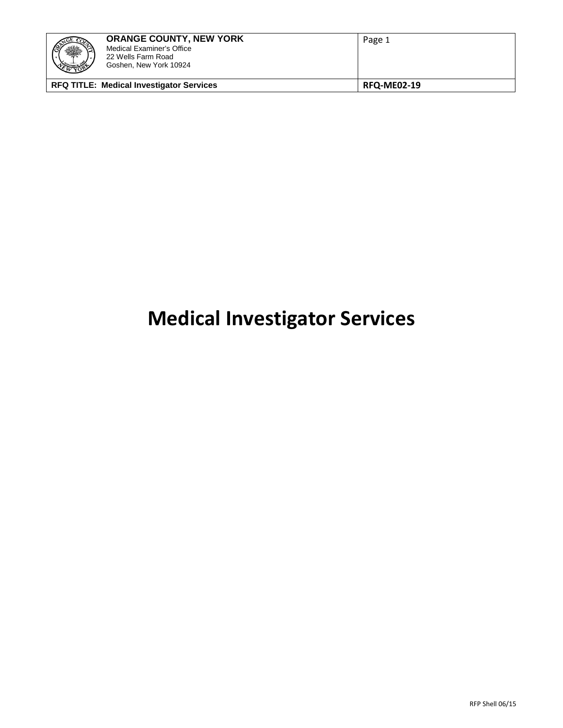# Medical Investigator Services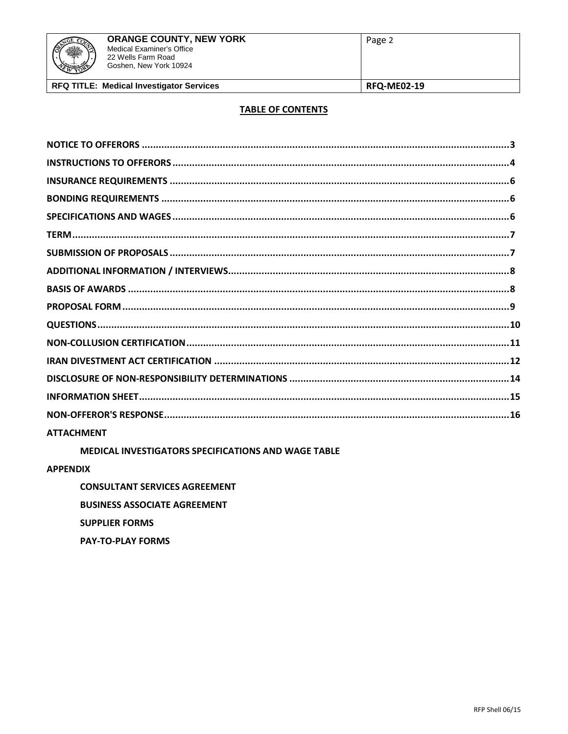## TABLE OF CONTENTS

| | |
|---|---|
| **NOTICE TO OFFERORS** | **3** |
| **INSTRUCTIONS TO OFFERORS** | **4** |
| **INSURANCE REQUIREMENTS** | **6** |
| **BONDING REQUIREMENTS** | **6** |
| **SPECIFICATIONS AND WAGES** | **6** |
| **TERM** | **7** |
| **SUBMISSION OF PROPOSALS** | **7** |
| **ADDITIONAL INFORMATION / INTERVIEWS** | **8** |
| **BASIS OF AWARDS** | **8** |
| **PROPOSAL FORM** | **9** |
| **QUESTIONS** | **10** |
| **NON-COLLUSION CERTIFICATION** | **11** |
| **IRAN DIVESTMENT ACT CERTIFICATION** | **12** |
| **DISCLOSURE OF NON-RESPONSIBILITY DETERMINATIONS** | **14** |
| **INFORMATION SHEET** | **15** |
| **NON-OFFEROR'S RESPONSE** | **16** |

**ATTACHMENT**

- **MEDICAL INVESTIGATORS SPECIFICATIONS AND WAGE TABLE**

**APPENDIX**

- **CONSULTANT SERVICES AGREEMENT**
- **BUSINESS ASSOCIATE AGREEMENT**
- **SUPPLIER FORMS**
- **PAY-TO-PLAY FORMS**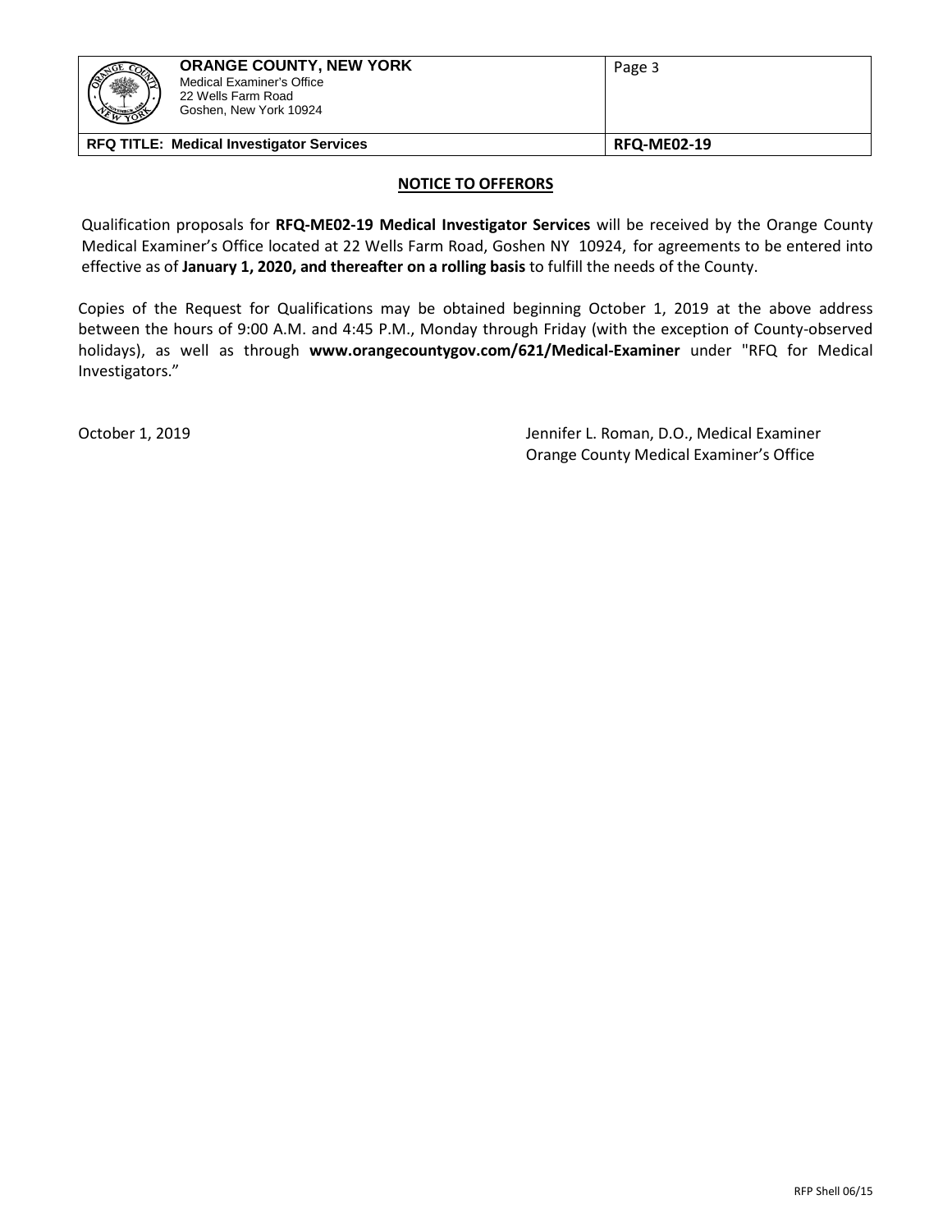## NOTICE TO OFFERORS

Qualification proposals for **RFQ-ME02-19 Medical Investigator Services** will be received by the Orange County Medical Examiner's Office located at 22 Wells Farm Road, Goshen NY 10924, for agreements to be entered into effective as of **January 1, 2020, and thereafter on a rolling basis** to fulfill the needs of the County.

Copies of the Request for Qualifications may be obtained beginning October 1, 2019 at the above address between the hours of 9:00 A.M. and 4:45 P.M., Monday through Friday (with the exception of County-observed holidays), as well as through **www.orangecountygov.com/621/Medical-Examiner** under "RFQ for Medical Investigators."

October 1, 2019

Jennifer L. Roman, D.O., Medical Examiner
Orange County Medical Examiner's Office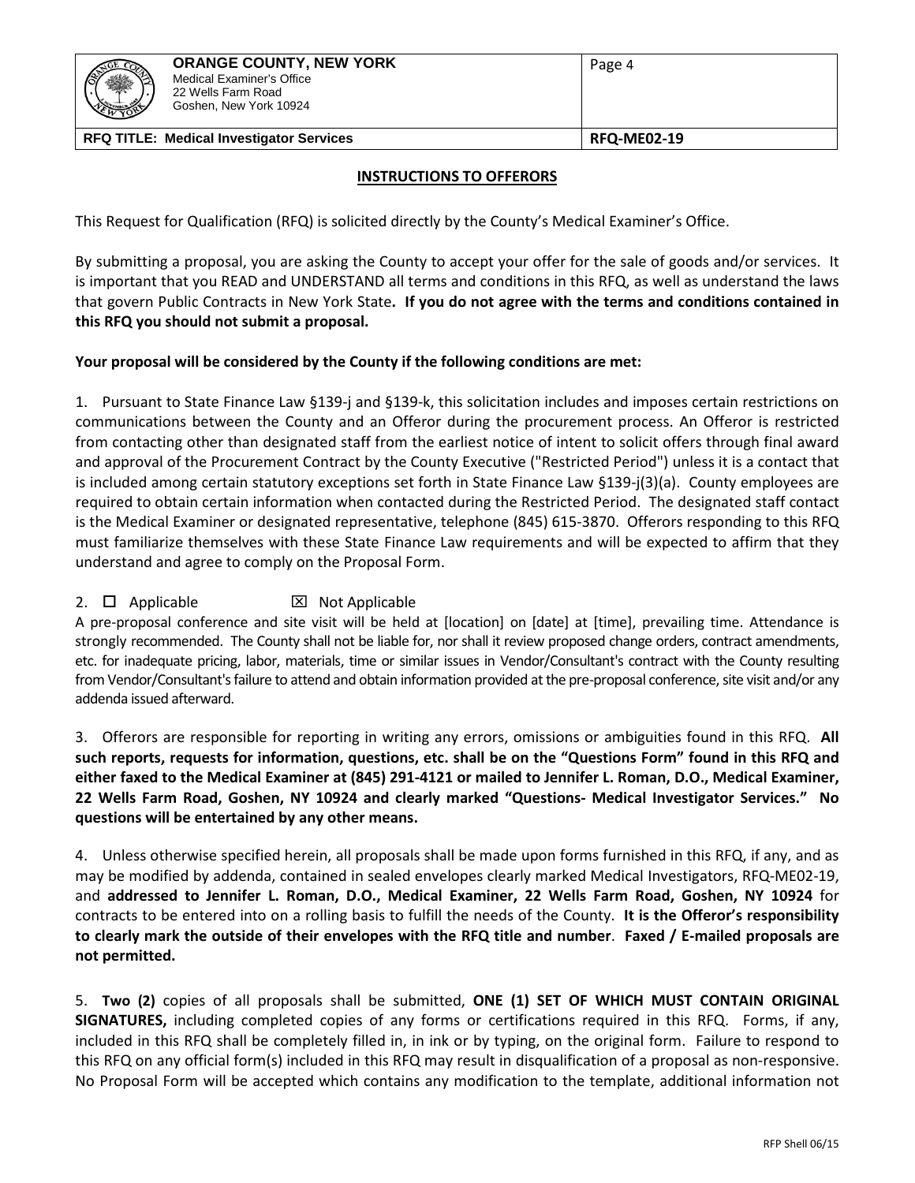## INSTRUCTIONS TO OFFERORS

This Request for Qualification (RFQ) is solicited directly by the County's Medical Examiner's Office.

By submitting a proposal, you are asking the County to accept your offer for the sale of goods and/or services. It is important that you READ and UNDERSTAND all terms and conditions in this RFQ, as well as understand the laws that govern Public Contracts in New York State. **If you do not agree with the terms and conditions contained in this RFQ you should not submit a proposal.**

**Your proposal will be considered by the County if the following conditions are met:**

1. Pursuant to State Finance Law §139-j and §139-k, this solicitation includes and imposes certain restrictions on communications between the County and an Offeror during the procurement process. An Offeror is restricted from contacting other than designated staff from the earliest notice of intent to solicit offers through final award and approval of the Procurement Contract by the County Executive ("Restricted Period") unless it is a contact that is included among certain statutory exceptions set forth in State Finance Law §139-j(3)(a). County employees are required to obtain certain information when contacted during the Restricted Period. The designated staff contact is the Medical Examiner or designated representative, telephone (845) 615-3870. Offerors responding to this RFQ must familiarize themselves with these State Finance Law requirements and will be expected to affirm that they understand and agree to comply on the Proposal Form.

2. ☐ Applicable ☒ Not Applicable

A pre-proposal conference and site visit will be held at [location] on [date] at [time], prevailing time. Attendance is strongly recommended. The County shall not be liable for, nor shall it review proposed change orders, contract amendments, etc. for inadequate pricing, labor, materials, time or similar issues in Vendor/Consultant's contract with the County resulting from Vendor/Consultant's failure to attend and obtain information provided at the pre-proposal conference, site visit and/or any addenda issued afterward.

3. Offerors are responsible for reporting in writing any errors, omissions or ambiguities found in this RFQ. **All such reports, requests for information, questions, etc. shall be on the "Questions Form" found in this RFQ and either faxed to the Medical Examiner at (845) 291-4121 or mailed to Jennifer L. Roman, D.O., Medical Examiner, 22 Wells Farm Road, Goshen, NY 10924 and clearly marked "Questions- Medical Investigator Services." No questions will be entertained by any other means.**

4. Unless otherwise specified herein, all proposals shall be made upon forms furnished in this RFQ, if any, and as may be modified by addenda, contained in sealed envelopes clearly marked Medical Investigators, RFQ-ME02-19, and **addressed to Jennifer L. Roman, D.O., Medical Examiner, 22 Wells Farm Road, Goshen, NY 10924** for contracts to be entered into on a rolling basis to fulfill the needs of the County. **It is the Offeror's responsibility to clearly mark the outside of their envelopes with the RFQ title and number**. **Faxed / E-mailed proposals are not permitted.**

5. **Two (2)** copies of all proposals shall be submitted, **ONE (1) SET OF WHICH MUST CONTAIN ORIGINAL SIGNATURES,** including completed copies of any forms or certifications required in this RFQ. Forms, if any, included in this RFQ shall be completely filled in, in ink or by typing, on the original form. Failure to respond to this RFQ on any official form(s) included in this RFQ may result in disqualification of a proposal as non-responsive. No Proposal Form will be accepted which contains any modification to the template, additional information not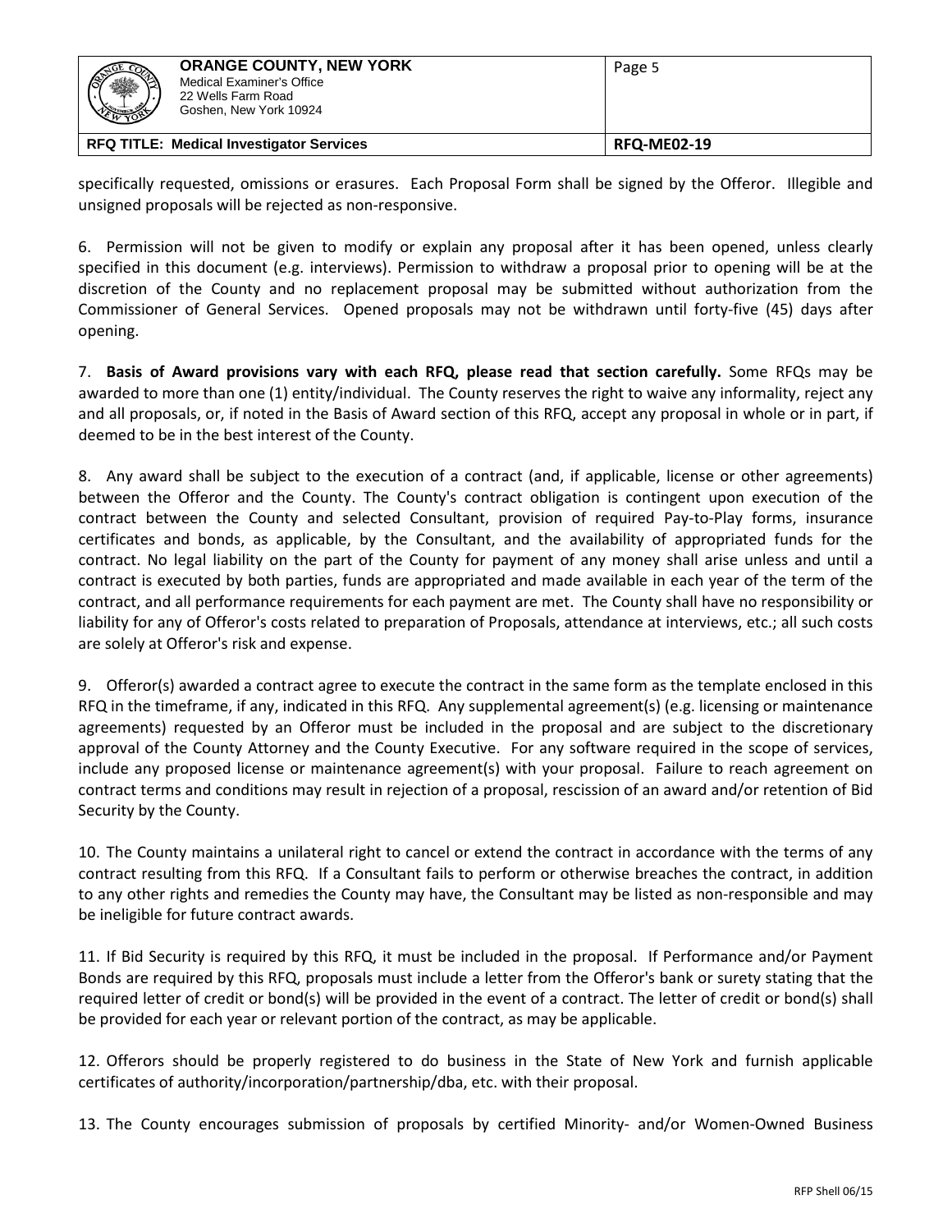specifically requested, omissions or erasures. Each Proposal Form shall be signed by the Offeror. Illegible and unsigned proposals will be rejected as non-responsive.

6. Permission will not be given to modify or explain any proposal after it has been opened, unless clearly specified in this document (e.g. interviews). Permission to withdraw a proposal prior to opening will be at the discretion of the County and no replacement proposal may be submitted without authorization from the Commissioner of General Services. Opened proposals may not be withdrawn until forty-five (45) days after opening.

7. **Basis of Award provisions vary with each RFQ, please read that section carefully.** Some RFQs may be awarded to more than one (1) entity/individual. The County reserves the right to waive any informality, reject any and all proposals, or, if noted in the Basis of Award section of this RFQ, accept any proposal in whole or in part, if deemed to be in the best interest of the County.

8. Any award shall be subject to the execution of a contract (and, if applicable, license or other agreements) between the Offeror and the County. The County's contract obligation is contingent upon execution of the contract between the County and selected Consultant, provision of required Pay-to-Play forms, insurance certificates and bonds, as applicable, by the Consultant, and the availability of appropriated funds for the contract. No legal liability on the part of the County for payment of any money shall arise unless and until a contract is executed by both parties, funds are appropriated and made available in each year of the term of the contract, and all performance requirements for each payment are met. The County shall have no responsibility or liability for any of Offeror's costs related to preparation of Proposals, attendance at interviews, etc.; all such costs are solely at Offeror's risk and expense.

9. Offeror(s) awarded a contract agree to execute the contract in the same form as the template enclosed in this RFQ in the timeframe, if any, indicated in this RFQ. Any supplemental agreement(s) (e.g. licensing or maintenance agreements) requested by an Offeror must be included in the proposal and are subject to the discretionary approval of the County Attorney and the County Executive. For any software required in the scope of services, include any proposed license or maintenance agreement(s) with your proposal. Failure to reach agreement on contract terms and conditions may result in rejection of a proposal, rescission of an award and/or retention of Bid Security by the County.

10. The County maintains a unilateral right to cancel or extend the contract in accordance with the terms of any contract resulting from this RFQ. If a Consultant fails to perform or otherwise breaches the contract, in addition to any other rights and remedies the County may have, the Consultant may be listed as non-responsible and may be ineligible for future contract awards.

11. If Bid Security is required by this RFQ, it must be included in the proposal. If Performance and/or Payment Bonds are required by this RFQ, proposals must include a letter from the Offeror's bank or surety stating that the required letter of credit or bond(s) will be provided in the event of a contract. The letter of credit or bond(s) shall be provided for each year or relevant portion of the contract, as may be applicable.

12. Offerors should be properly registered to do business in the State of New York and furnish applicable certificates of authority/incorporation/partnership/dba, etc. with their proposal.

13. The County encourages submission of proposals by certified Minority- and/or Women-Owned Business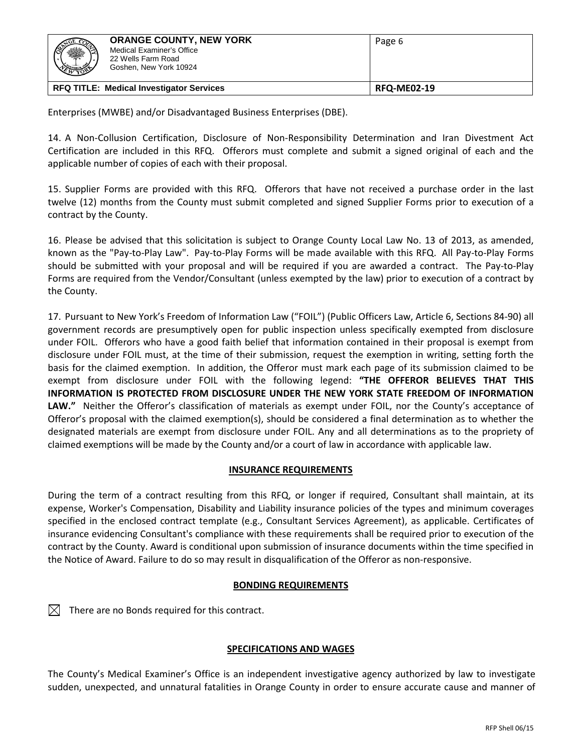Enterprises (MWBE) and/or Disadvantaged Business Enterprises (DBE).

14. A Non-Collusion Certification, Disclosure of Non-Responsibility Determination and Iran Divestment Act Certification are included in this RFQ. Offerors must complete and submit a signed original of each and the applicable number of copies of each with their proposal.

15. Supplier Forms are provided with this RFQ. Offerors that have not received a purchase order in the last twelve (12) months from the County must submit completed and signed Supplier Forms prior to execution of a contract by the County.

16. Please be advised that this solicitation is subject to Orange County Local Law No. 13 of 2013, as amended, known as the "Pay-to-Play Law". Pay-to-Play Forms will be made available with this RFQ. All Pay-to-Play Forms should be submitted with your proposal and will be required if you are awarded a contract. The Pay-to-Play Forms are required from the Vendor/Consultant (unless exempted by the law) prior to execution of a contract by the County.

17. Pursuant to New York's Freedom of Information Law ("FOIL") (Public Officers Law, Article 6, Sections 84-90) all government records are presumptively open for public inspection unless specifically exempted from disclosure under FOIL. Offerors who have a good faith belief that information contained in their proposal is exempt from disclosure under FOIL must, at the time of their submission, request the exemption in writing, setting forth the basis for the claimed exemption. In addition, the Offeror must mark each page of its submission claimed to be exempt from disclosure under FOIL with the following legend: **"THE OFFEROR BELIEVES THAT THIS INFORMATION IS PROTECTED FROM DISCLOSURE UNDER THE NEW YORK STATE FREEDOM OF INFORMATION LAW."** Neither the Offeror's classification of materials as exempt under FOIL, nor the County's acceptance of Offeror's proposal with the claimed exemption(s), should be considered a final determination as to whether the designated materials are exempt from disclosure under FOIL. Any and all determinations as to the propriety of claimed exemptions will be made by the County and/or a court of law in accordance with applicable law.

## INSURANCE REQUIREMENTS

During the term of a contract resulting from this RFQ, or longer if required, Consultant shall maintain, at its expense, Worker's Compensation, Disability and Liability insurance policies of the types and minimum coverages specified in the enclosed contract template (e.g., Consultant Services Agreement), as applicable. Certificates of insurance evidencing Consultant's compliance with these requirements shall be required prior to execution of the contract by the County. Award is conditional upon submission of insurance documents within the time specified in the Notice of Award. Failure to do so may result in disqualification of the Offeror as non-responsive.

## BONDING REQUIREMENTS

☒ There are no Bonds required for this contract.

## SPECIFICATIONS AND WAGES

The County's Medical Examiner's Office is an independent investigative agency authorized by law to investigate sudden, unexpected, and unnatural fatalities in Orange County in order to ensure accurate cause and manner of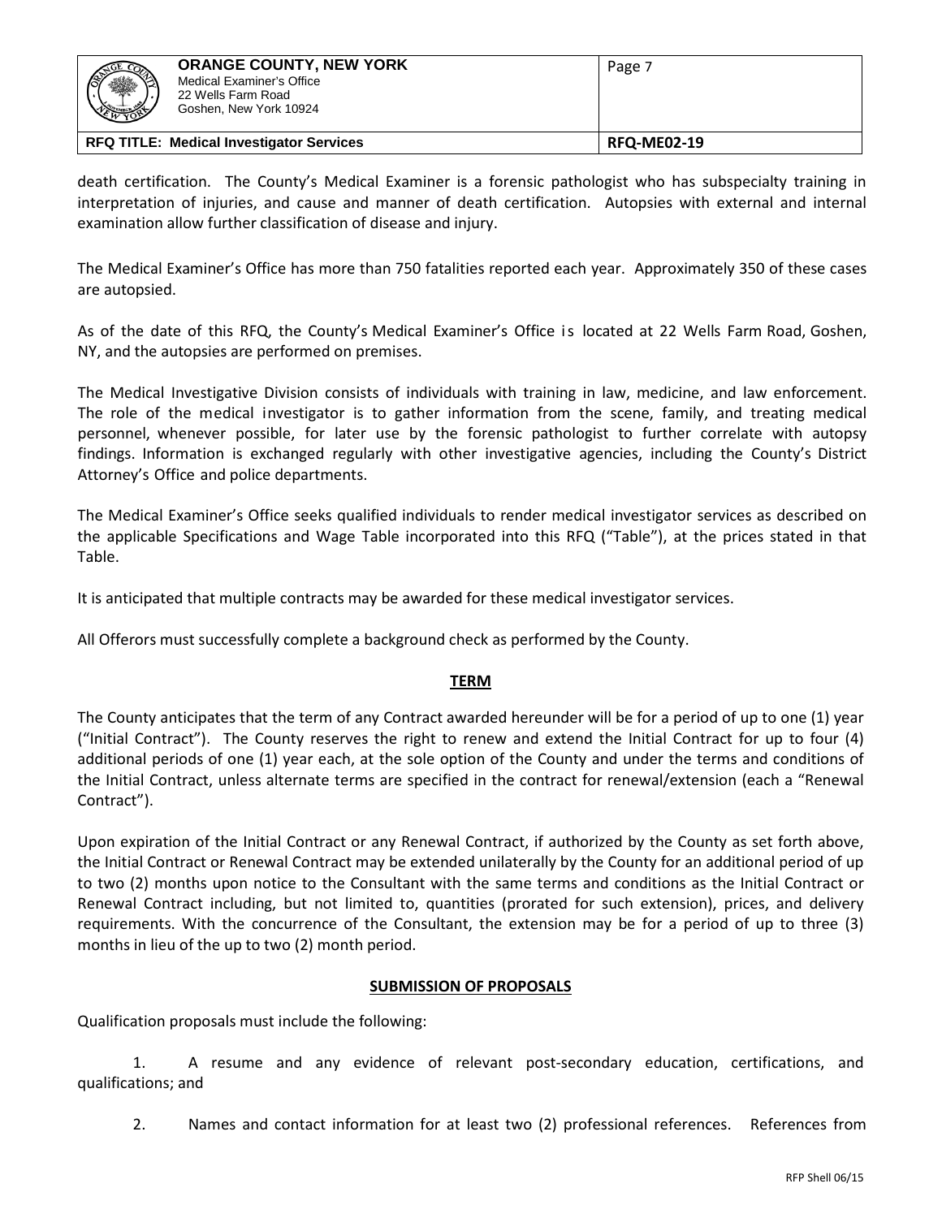death certification. The County's Medical Examiner is a forensic pathologist who has subspecialty training in interpretation of injuries, and cause and manner of death certification. Autopsies with external and internal examination allow further classification of disease and injury.

The Medical Examiner's Office has more than 750 fatalities reported each year. Approximately 350 of these cases are autopsied.

As of the date of this RFQ, the County's Medical Examiner's Office is located at 22 Wells Farm Road, Goshen, NY, and the autopsies are performed on premises.

The Medical Investigative Division consists of individuals with training in law, medicine, and law enforcement. The role of the medical investigator is to gather information from the scene, family, and treating medical personnel, whenever possible, for later use by the forensic pathologist to further correlate with autopsy findings. Information is exchanged regularly with other investigative agencies, including the County's District Attorney's Office and police departments.

The Medical Examiner's Office seeks qualified individuals to render medical investigator services as described on the applicable Specifications and Wage Table incorporated into this RFQ ("Table"), at the prices stated in that Table.

It is anticipated that multiple contracts may be awarded for these medical investigator services.

All Offerors must successfully complete a background check as performed by the County.

## TERM

The County anticipates that the term of any Contract awarded hereunder will be for a period of up to one (1) year ("Initial Contract"). The County reserves the right to renew and extend the Initial Contract for up to four (4) additional periods of one (1) year each, at the sole option of the County and under the terms and conditions of the Initial Contract, unless alternate terms are specified in the contract for renewal/extension (each a "Renewal Contract").

Upon expiration of the Initial Contract or any Renewal Contract, if authorized by the County as set forth above, the Initial Contract or Renewal Contract may be extended unilaterally by the County for an additional period of up to two (2) months upon notice to the Consultant with the same terms and conditions as the Initial Contract or Renewal Contract including, but not limited to, quantities (prorated for such extension), prices, and delivery requirements. With the concurrence of the Consultant, the extension may be for a period of up to three (3) months in lieu of the up to two (2) month period.

## SUBMISSION OF PROPOSALS

Qualification proposals must include the following:

1. A resume and any evidence of relevant post-secondary education, certifications, and qualifications; and

2. Names and contact information for at least two (2) professional references. References from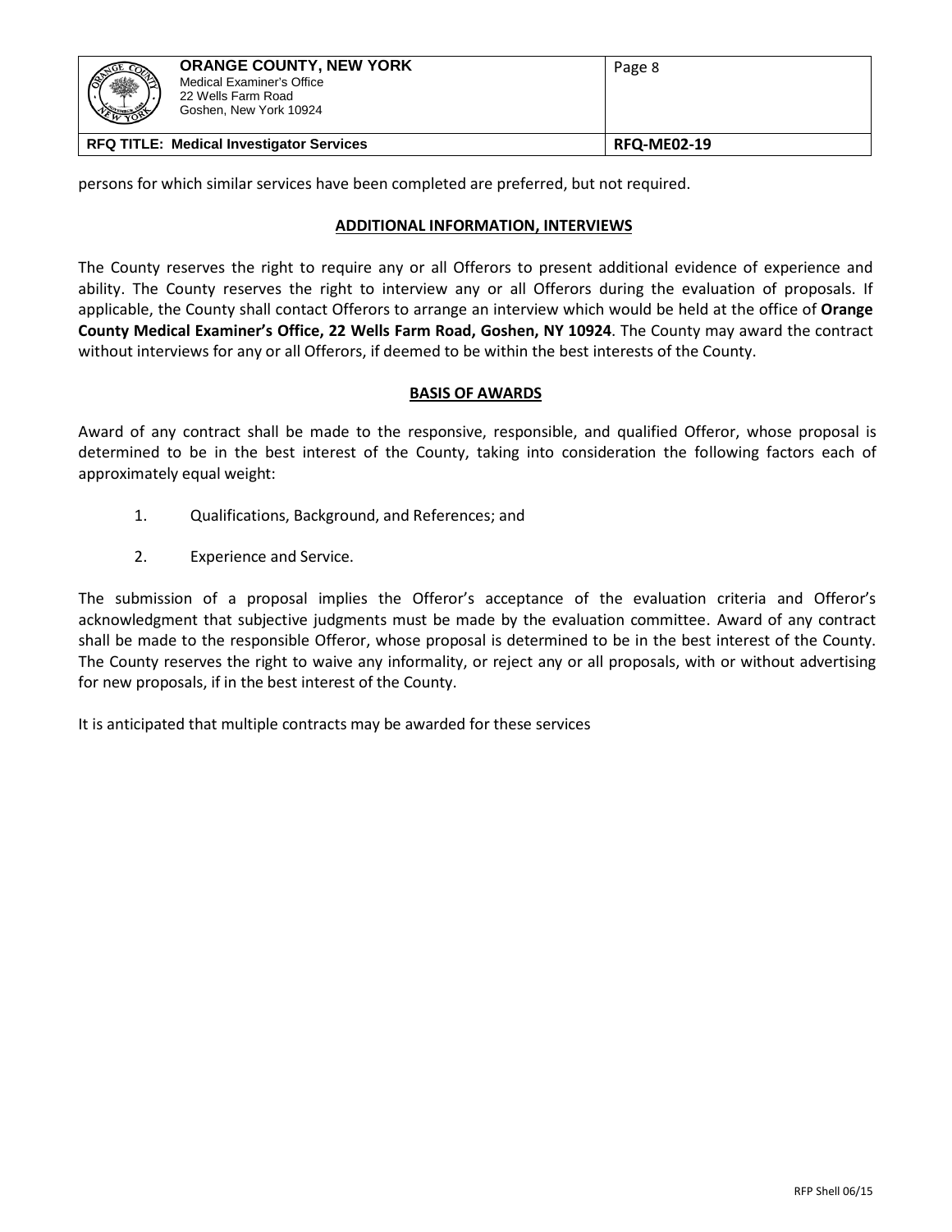persons for which similar services have been completed are preferred, but not required.

## ADDITIONAL INFORMATION, INTERVIEWS

The County reserves the right to require any or all Offerors to present additional evidence of experience and ability. The County reserves the right to interview any or all Offerors during the evaluation of proposals. If applicable, the County shall contact Offerors to arrange an interview which would be held at the office of **Orange County Medical Examiner's Office, 22 Wells Farm Road, Goshen, NY 10924**. The County may award the contract without interviews for any or all Offerors, if deemed to be within the best interests of the County.

## BASIS OF AWARDS

Award of any contract shall be made to the responsive, responsible, and qualified Offeror, whose proposal is determined to be in the best interest of the County, taking into consideration the following factors each of approximately equal weight:

1. Qualifications, Background, and References; and
2. Experience and Service.

The submission of a proposal implies the Offeror's acceptance of the evaluation criteria and Offeror's acknowledgment that subjective judgments must be made by the evaluation committee. Award of any contract shall be made to the responsible Offeror, whose proposal is determined to be in the best interest of the County. The County reserves the right to waive any informality, or reject any or all proposals, with or without advertising for new proposals, if in the best interest of the County.

It is anticipated that multiple contracts may be awarded for these services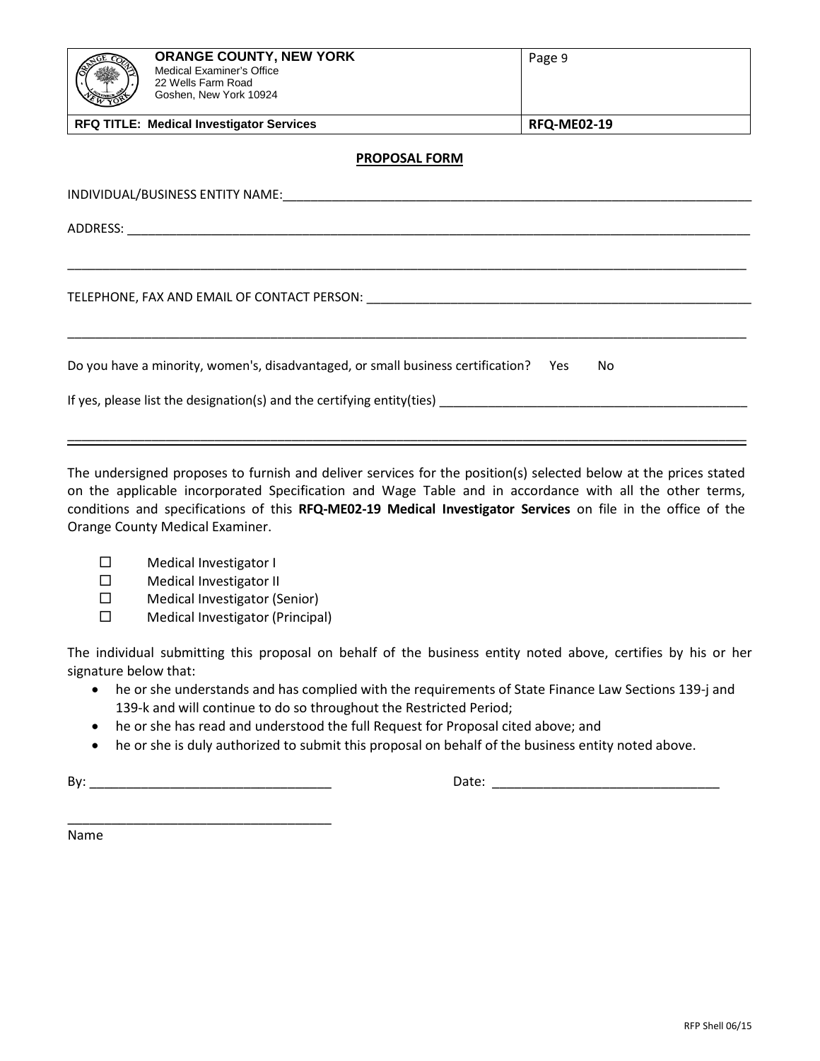## PROPOSAL FORM

INDIVIDUAL/BUSINESS ENTITY NAME:_______________________________________________________________

ADDRESS: ______________________________________________________________________________

_______________________________________________________________________________________

TELEPHONE, FAX AND EMAIL OF CONTACT PERSON: ___________________________________________

_______________________________________________________________________________________

Do you have a minority, women's, disadvantaged, or small business certification? Yes No

If yes, please list the designation(s) and the certifying entity(ties) ______________________________

---

The undersigned proposes to furnish and deliver services for the position(s) selected below at the prices stated on the applicable incorporated Specification and Wage Table and in accordance with all the other terms, conditions and specifications of this **RFQ-ME02-19 Medical Investigator Services** on file in the office of the Orange County Medical Examiner.

- ☐ Medical Investigator I
- ☐ Medical Investigator II
- ☐ Medical Investigator (Senior)
- ☐ Medical Investigator (Principal)

The individual submitting this proposal on behalf of the business entity noted above, certifies by his or her signature below that:

- he or she understands and has complied with the requirements of State Finance Law Sections 139-j and 139-k and will continue to do so throughout the Restricted Period;
- he or she has read and understood the full Request for Proposal cited above; and
- he or she is duly authorized to submit this proposal on behalf of the business entity noted above.

By: _________________________________ Date: _______________________________

_____________________________________
Name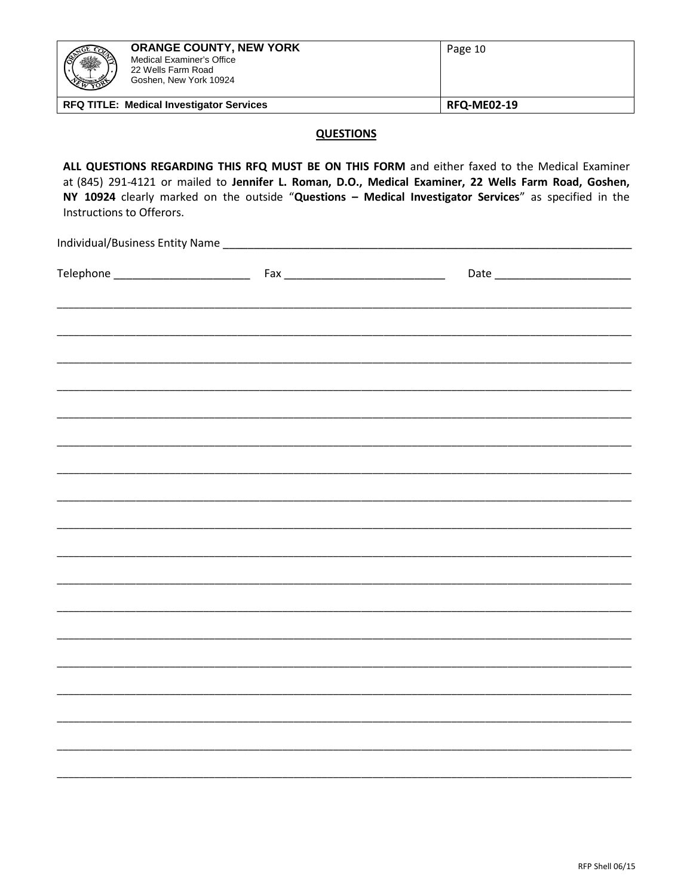## QUESTIONS

**ALL QUESTIONS REGARDING THIS RFQ MUST BE ON THIS FORM** and either faxed to the Medical Examiner at (845) 291-4121 or mailed to **Jennifer L. Roman, D.O., Medical Examiner, 22 Wells Farm Road, Goshen, NY 10924** clearly marked on the outside "**Questions – Medical Investigator Services**" as specified in the Instructions to Offerors.

Individual/Business Entity Name ______________________________________________________________

Telephone ______________________ Fax __________________________ Date ______________________

_____________________________________________________________________________________________

_____________________________________________________________________________________________

_____________________________________________________________________________________________

_____________________________________________________________________________________________

_____________________________________________________________________________________________

_____________________________________________________________________________________________

_____________________________________________________________________________________________

_____________________________________________________________________________________________

_____________________________________________________________________________________________

_____________________________________________________________________________________________

_____________________________________________________________________________________________

_____________________________________________________________________________________________

_____________________________________________________________________________________________

_____________________________________________________________________________________________

_____________________________________________________________________________________________

_____________________________________________________________________________________________

_____________________________________________________________________________________________

_____________________________________________________________________________________________

RFP Shell 06/15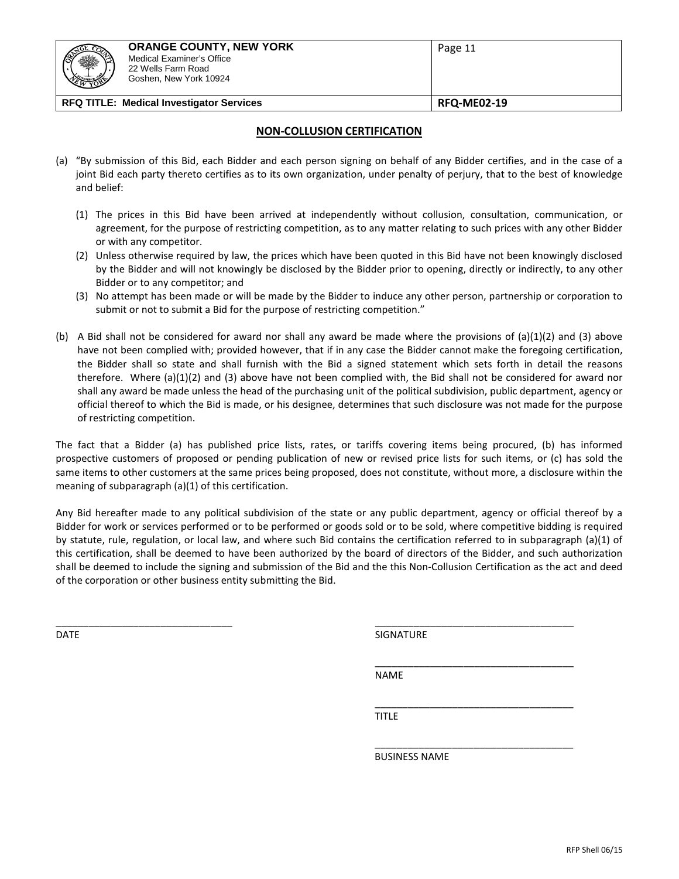## NON-COLLUSION CERTIFICATION

(a) "By submission of this Bid, each Bidder and each person signing on behalf of any Bidder certifies, and in the case of a joint Bid each party thereto certifies as to its own organization, under penalty of perjury, that to the best of knowledge and belief:

(1) The prices in this Bid have been arrived at independently without collusion, consultation, communication, or agreement, for the purpose of restricting competition, as to any matter relating to such prices with any other Bidder or with any competitor.

(2) Unless otherwise required by law, the prices which have been quoted in this Bid have not been knowingly disclosed by the Bidder and will not knowingly be disclosed by the Bidder prior to opening, directly or indirectly, to any other Bidder or to any competitor; and

(3) No attempt has been made or will be made by the Bidder to induce any other person, partnership or corporation to submit or not to submit a Bid for the purpose of restricting competition."

(b) A Bid shall not be considered for award nor shall any award be made where the provisions of (a)(1)(2) and (3) above have not been complied with; provided however, that if in any case the Bidder cannot make the foregoing certification, the Bidder shall so state and shall furnish with the Bid a signed statement which sets forth in detail the reasons therefore. Where (a)(1)(2) and (3) above have not been complied with, the Bid shall not be considered for award nor shall any award be made unless the head of the purchasing unit of the political subdivision, public department, agency or official thereof to which the Bid is made, or his designee, determines that such disclosure was not made for the purpose of restricting competition.

The fact that a Bidder (a) has published price lists, rates, or tariffs covering items being procured, (b) has informed prospective customers of proposed or pending publication of new or revised price lists for such items, or (c) has sold the same items to other customers at the same prices being proposed, does not constitute, without more, a disclosure within the meaning of subparagraph (a)(1) of this certification.

Any Bid hereafter made to any political subdivision of the state or any public department, agency or official thereof by a Bidder for work or services performed or to be performed or goods sold or to be sold, where competitive bidding is required by statute, rule, regulation, or local law, and where such Bid contains the certification referred to in subparagraph (a)(1) of this certification, shall be deemed to have been authorized by the board of directors of the Bidder, and such authorization shall be deemed to include the signing and submission of the Bid and the this Non-Collusion Certification as the act and deed of the corporation or other business entity submitting the Bid.

________________________________ DATE

____________________________________ SIGNATURE

____________________________________ NAME

____________________________________ TITLE

____________________________________ BUSINESS NAME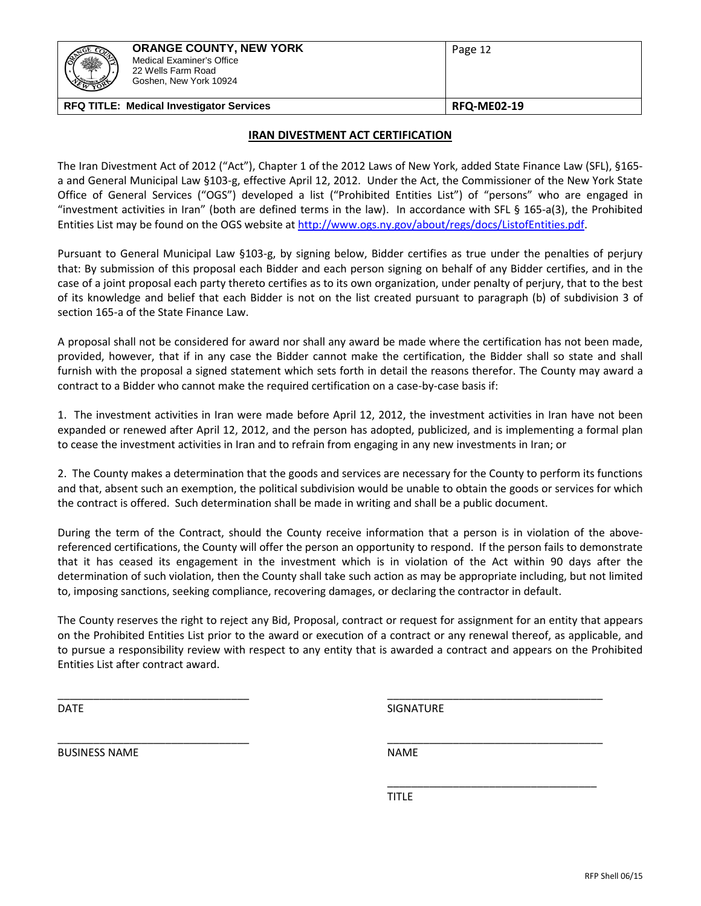## IRAN DIVESTMENT ACT CERTIFICATION

The Iran Divestment Act of 2012 ("Act"), Chapter 1 of the 2012 Laws of New York, added State Finance Law (SFL), §165-a and General Municipal Law §103-g, effective April 12, 2012. Under the Act, the Commissioner of the New York State Office of General Services ("OGS") developed a list ("Prohibited Entities List") of "persons" who are engaged in "investment activities in Iran" (both are defined terms in the law). In accordance with SFL § 165-a(3), the Prohibited Entities List may be found on the OGS website at http://www.ogs.ny.gov/about/regs/docs/ListofEntities.pdf.

Pursuant to General Municipal Law §103-g, by signing below, Bidder certifies as true under the penalties of perjury that: By submission of this proposal each Bidder and each person signing on behalf of any Bidder certifies, and in the case of a joint proposal each party thereto certifies as to its own organization, under penalty of perjury, that to the best of its knowledge and belief that each Bidder is not on the list created pursuant to paragraph (b) of subdivision 3 of section 165-a of the State Finance Law.

A proposal shall not be considered for award nor shall any award be made where the certification has not been made, provided, however, that if in any case the Bidder cannot make the certification, the Bidder shall so state and shall furnish with the proposal a signed statement which sets forth in detail the reasons therefor. The County may award a contract to a Bidder who cannot make the required certification on a case-by-case basis if:

1. The investment activities in Iran were made before April 12, 2012, the investment activities in Iran have not been expanded or renewed after April 12, 2012, and the person has adopted, publicized, and is implementing a formal plan to cease the investment activities in Iran and to refrain from engaging in any new investments in Iran; or

2. The County makes a determination that the goods and services are necessary for the County to perform its functions and that, absent such an exemption, the political subdivision would be unable to obtain the goods or services for which the contract is offered. Such determination shall be made in writing and shall be a public document.

During the term of the Contract, should the County receive information that a person is in violation of the above-referenced certifications, the County will offer the person an opportunity to respond. If the person fails to demonstrate that it has ceased its engagement in the investment which is in violation of the Act within 90 days after the determination of such violation, then the County shall take such action as may be appropriate including, but not limited to, imposing sanctions, seeking compliance, recovering damages, or declaring the contractor in default.

The County reserves the right to reject any Bid, Proposal, contract or request for assignment for an entity that appears on the Prohibited Entities List prior to the award or execution of a contract or any renewal thereof, as applicable, and to pursue a responsibility review with respect to any entity that is awarded a contract and appears on the Prohibited Entities List after contract award.

\_\_\_\_\_\_\_\_\_\_\_\_\_\_\_\_\_\_\_\_\_\_\_\_\_\_\_\_\_\_\_\_
DATE

\_\_\_\_\_\_\_\_\_\_\_\_\_\_\_\_\_\_\_\_\_\_\_\_\_\_\_\_\_\_\_\_
SIGNATURE

\_\_\_\_\_\_\_\_\_\_\_\_\_\_\_\_\_\_\_\_\_\_\_\_\_\_\_\_\_\_\_\_
BUSINESS NAME

\_\_\_\_\_\_\_\_\_\_\_\_\_\_\_\_\_\_\_\_\_\_\_\_\_\_\_\_\_\_\_\_
NAME

\_\_\_\_\_\_\_\_\_\_\_\_\_\_\_\_\_\_\_\_\_\_\_\_\_\_\_\_\_\_\_\_
TITLE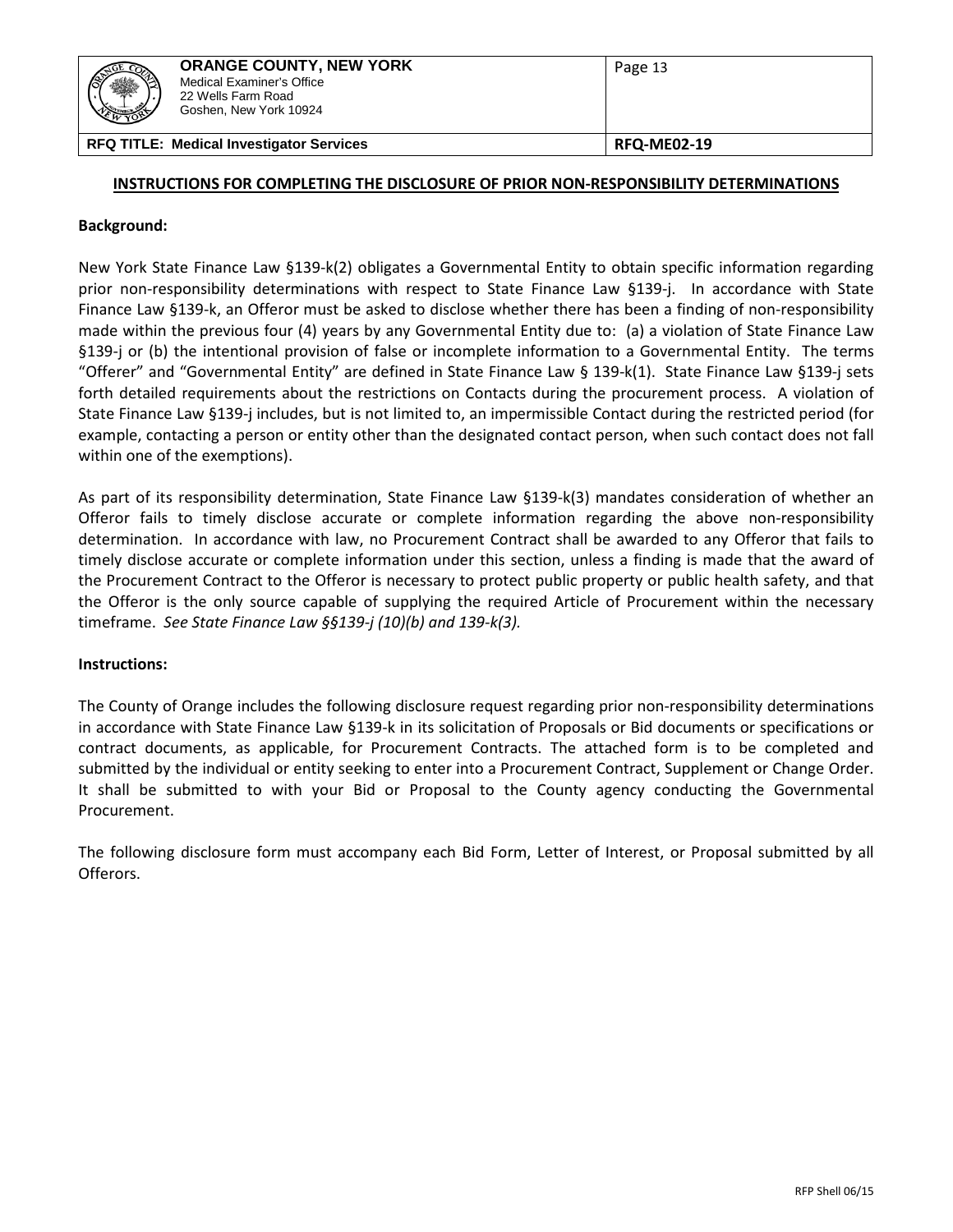## INSTRUCTIONS FOR COMPLETING THE DISCLOSURE OF PRIOR NON-RESPONSIBILITY DETERMINATIONS

**Background:**

New York State Finance Law §139-k(2) obligates a Governmental Entity to obtain specific information regarding prior non-responsibility determinations with respect to State Finance Law §139-j. In accordance with State Finance Law §139-k, an Offeror must be asked to disclose whether there has been a finding of non-responsibility made within the previous four (4) years by any Governmental Entity due to: (a) a violation of State Finance Law §139-j or (b) the intentional provision of false or incomplete information to a Governmental Entity. The terms "Offerer" and "Governmental Entity" are defined in State Finance Law § 139-k(1). State Finance Law §139-j sets forth detailed requirements about the restrictions on Contacts during the procurement process. A violation of State Finance Law §139-j includes, but is not limited to, an impermissible Contact during the restricted period (for example, contacting a person or entity other than the designated contact person, when such contact does not fall within one of the exemptions).

As part of its responsibility determination, State Finance Law §139-k(3) mandates consideration of whether an Offeror fails to timely disclose accurate or complete information regarding the above non-responsibility determination. In accordance with law, no Procurement Contract shall be awarded to any Offeror that fails to timely disclose accurate or complete information under this section, unless a finding is made that the award of the Procurement Contract to the Offeror is necessary to protect public property or public health safety, and that the Offeror is the only source capable of supplying the required Article of Procurement within the necessary timeframe. *See State Finance Law §§139-j (10)(b) and 139-k(3).*

**Instructions:**

The County of Orange includes the following disclosure request regarding prior non-responsibility determinations in accordance with State Finance Law §139-k in its solicitation of Proposals or Bid documents or specifications or contract documents, as applicable, for Procurement Contracts. The attached form is to be completed and submitted by the individual or entity seeking to enter into a Procurement Contract, Supplement or Change Order. It shall be submitted to with your Bid or Proposal to the County agency conducting the Governmental Procurement.

The following disclosure form must accompany each Bid Form, Letter of Interest, or Proposal submitted by all Offerors.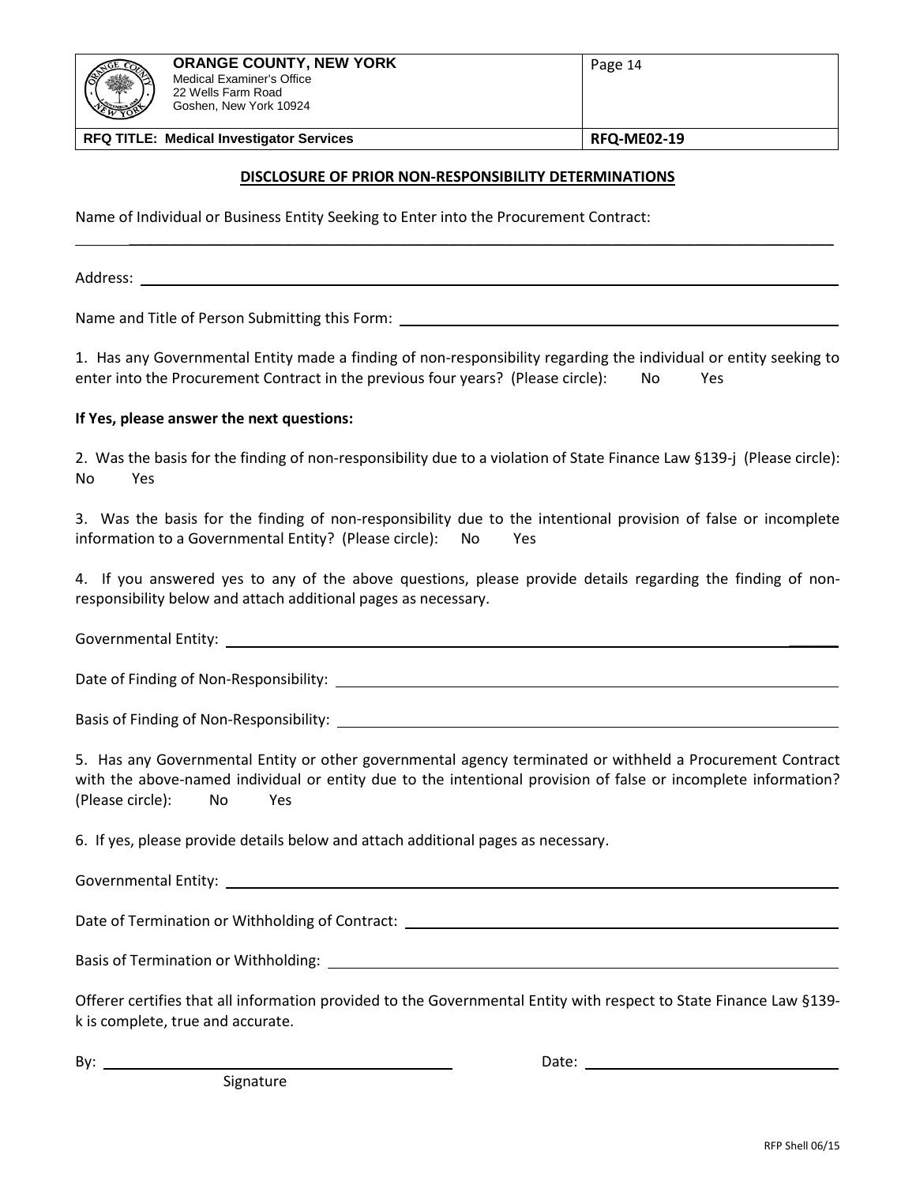## DISCLOSURE OF PRIOR NON-RESPONSIBILITY DETERMINATIONS

Name of Individual or Business Entity Seeking to Enter into the Procurement Contract:

_______________________________________________________________________________

Address: _______________________________________________________________________

Name and Title of Person Submitting this Form: ________________________________________

1. Has any Governmental Entity made a finding of non-responsibility regarding the individual or entity seeking to enter into the Procurement Contract in the previous four years? (Please circle): No Yes

**If Yes, please answer the next questions:**

2. Was the basis for the finding of non-responsibility due to a violation of State Finance Law §139-j (Please circle): No Yes

3. Was the basis for the finding of non-responsibility due to the intentional provision of false or incomplete information to a Governmental Entity? (Please circle): No Yes

4. If you answered yes to any of the above questions, please provide details regarding the finding of non-responsibility below and attach additional pages as necessary.

Governmental Entity: ____________________________________________________________

Date of Finding of Non-Responsibility: _____________________________________________

Basis of Finding of Non-Responsibility: _____________________________________________

5. Has any Governmental Entity or other governmental agency terminated or withheld a Procurement Contract with the above-named individual or entity due to the intentional provision of false or incomplete information? (Please circle): No Yes

6. If yes, please provide details below and attach additional pages as necessary.

Governmental Entity: ____________________________________________________________

Date of Termination or Withholding of Contract: ______________________________________

Basis of Termination or Withholding: _______________________________________________

Offerer certifies that all information provided to the Governmental Entity with respect to State Finance Law §139-k is complete, true and accurate.

By: ___________________________________ Date: ___________________________
Signature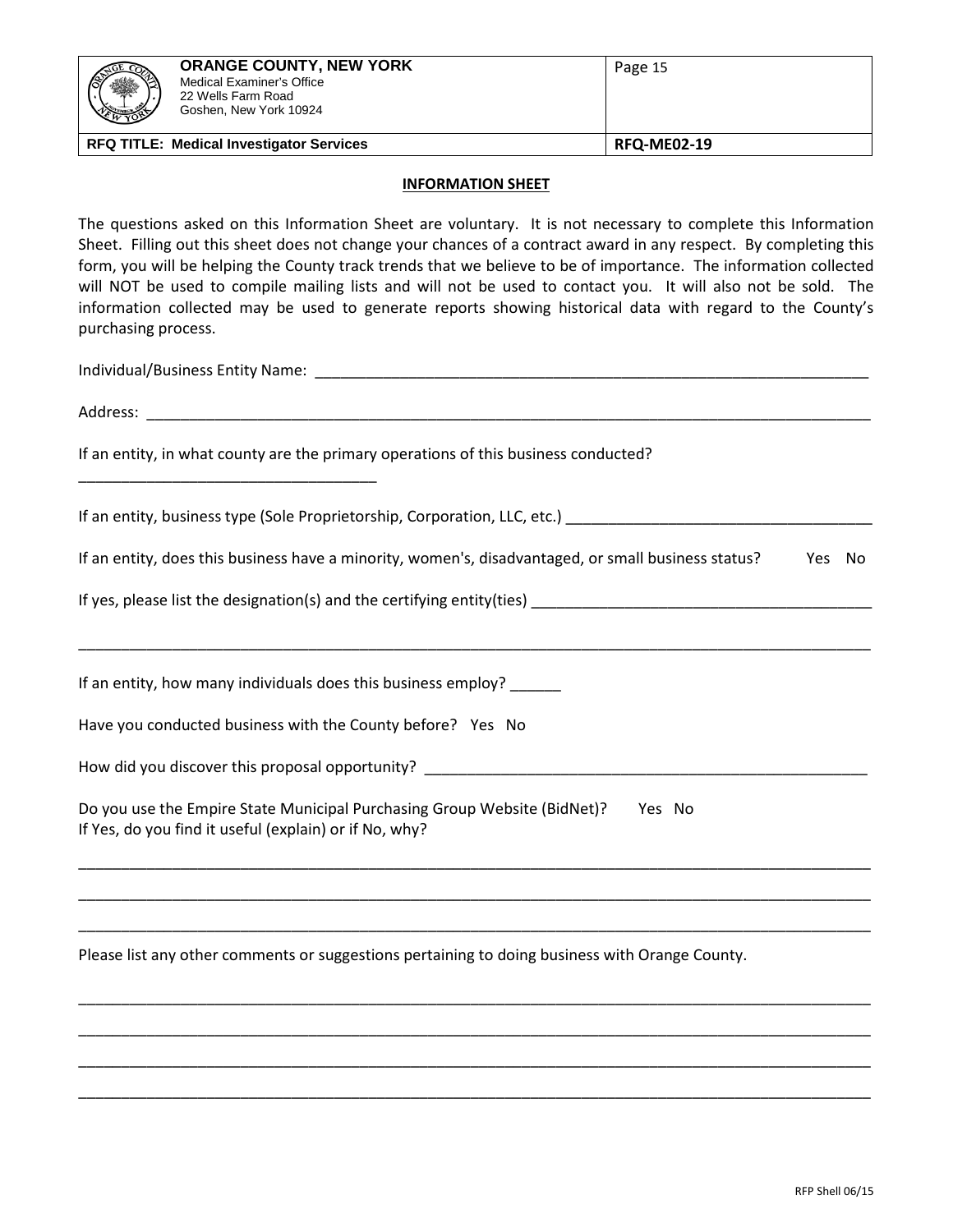**INFORMATION SHEET**

The questions asked on this Information Sheet are voluntary. It is not necessary to complete this Information Sheet. Filling out this sheet does not change your chances of a contract award in any respect. By completing this form, you will be helping the County track trends that we believe to be of importance. The information collected will NOT be used to compile mailing lists and will not be used to contact you. It will also not be sold. The information collected may be used to generate reports showing historical data with regard to the County's purchasing process.

Individual/Business Entity Name: ______________________________________________________________________

Address: ______________________________________________________________________________________

If an entity, in what county are the primary operations of this business conducted?

____________________________________

If an entity, business type (Sole Proprietorship, Corporation, LLC, etc.) ____________________________________

If an entity, does this business have a minority, women's, disadvantaged, or small business status? Yes No

If yes, please list the designation(s) and the certifying entity(ties) __________________________________________

________________________________________________________________________________________________

If an entity, how many individuals does this business employ? ______

Have you conducted business with the County before? Yes No

How did you discover this proposal opportunity? ________________________________________________________

Do you use the Empire State Municipal Purchasing Group Website (BidNet)? Yes No
If Yes, do you find it useful (explain) or if No, why?

________________________________________________________________________________________________

________________________________________________________________________________________________

________________________________________________________________________________________________

Please list any other comments or suggestions pertaining to doing business with Orange County.

________________________________________________________________________________________________

________________________________________________________________________________________________

________________________________________________________________________________________________

________________________________________________________________________________________________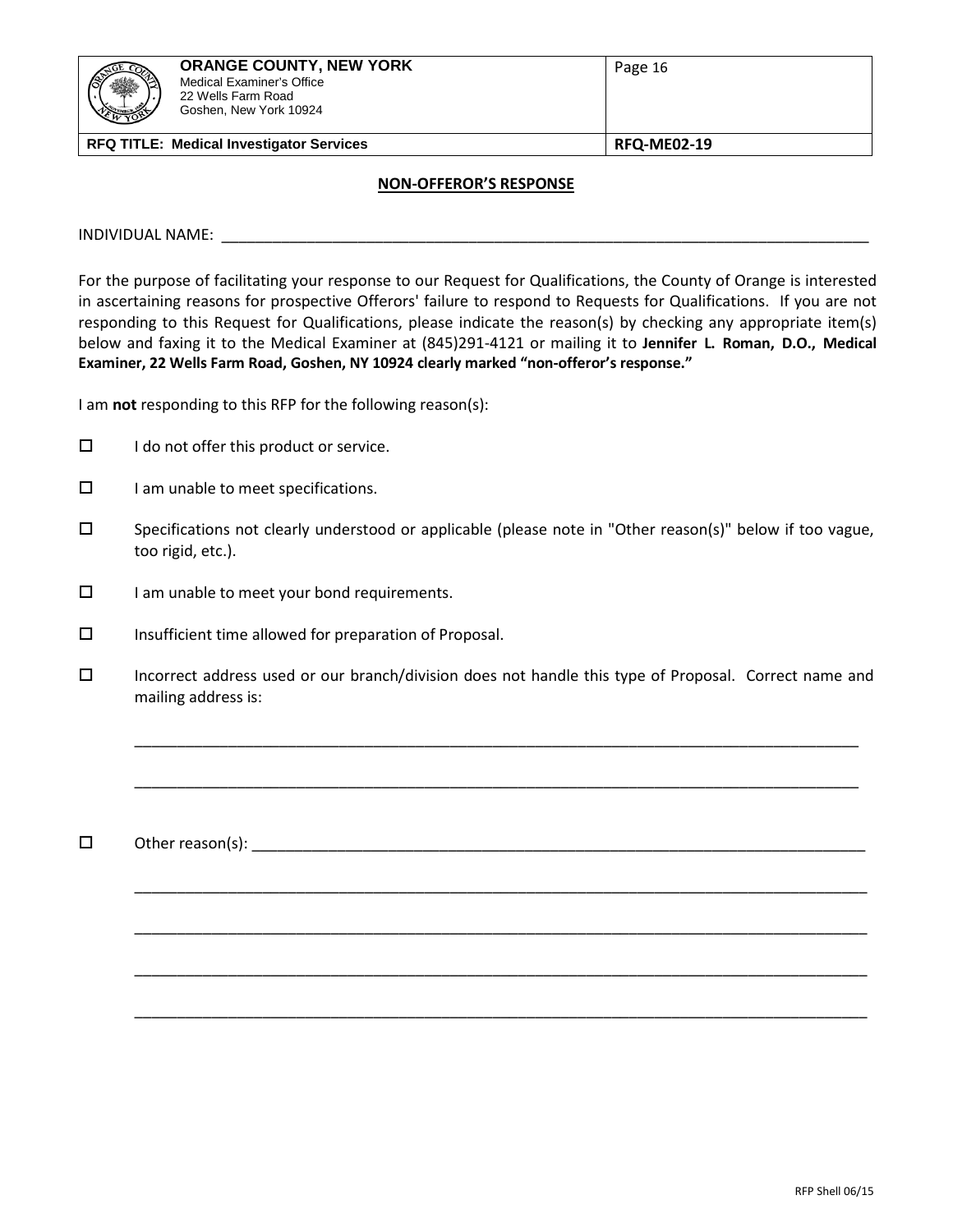| ORANGE COUNTY, NEW YORK<br>Medical Examiner's Office<br>22 Wells Farm Road<br>Goshen, New York 10924 | Page 16 |
|---|---|
| **RFQ TITLE: Medical Investigator Services** | **RFQ-ME02-19** |

## NON-OFFEROR'S RESPONSE

INDIVIDUAL NAME: ______________________________________________________________________________

For the purpose of facilitating your response to our Request for Qualifications, the County of Orange is interested in ascertaining reasons for prospective Offerors' failure to respond to Requests for Qualifications. If you are not responding to this Request for Qualifications, please indicate the reason(s) by checking any appropriate item(s) below and faxing it to the Medical Examiner at (845)291-4121 or mailing it to **Jennifer L. Roman, D.O., Medical Examiner, 22 Wells Farm Road, Goshen, NY 10924 clearly marked "non-offeror's response."**

I am **not** responding to this RFP for the following reason(s):

- ☐ I do not offer this product or service.
- ☐ I am unable to meet specifications.
- ☐ Specifications not clearly understood or applicable (please note in "Other reason(s)" below if too vague, too rigid, etc.).
- ☐ I am unable to meet your bond requirements.
- ☐ Insufficient time allowed for preparation of Proposal.
- ☐ Incorrect address used or our branch/division does not handle this type of Proposal. Correct name and mailing address is:

  ________________________________________________________________________________________

  ________________________________________________________________________________________

- ☐ Other reason(s): ___________________________________________________________________________

  ________________________________________________________________________________________

  ________________________________________________________________________________________

  ________________________________________________________________________________________

  ________________________________________________________________________________________

RFP Shell 06/15